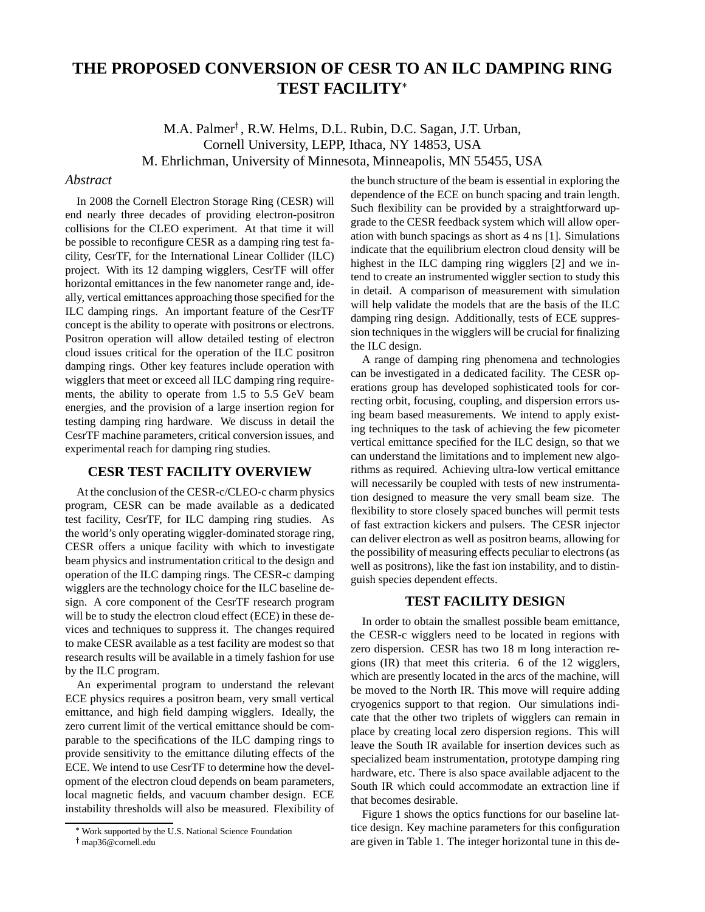# THE PROPOSED CONVERSION OF CESR TO AN ILC DAMPING RING TEST FACILITY*

M.A. Palmer†, R.W. Helms, D.L. Rubin, D.C. Sagan, J.T. Urban,
Cornell University, LEPP, Ithaca, NY 14853, USA
M. Ehrlichman, University of Minnesota, Minneapolis, MN 55455, USA

## *Abstract*

In 2008 the Cornell Electron Storage Ring (CESR) will end nearly three decades of providing electron-positron collisions for the CLEO experiment. At that time it will be possible to reconfigure CESR as a damping ring test facility, CesrTF, for the International Linear Collider (ILC) project. With its 12 damping wigglers, CesrTF will offer horizontal emittances in the few nanometer range and, ideally, vertical emittances approaching those specified for the ILC damping rings. An important feature of the CesrTF concept is the ability to operate with positrons or electrons. Positron operation will allow detailed testing of electron cloud issues critical for the operation of the ILC positron damping rings. Other key features include operation with wigglers that meet or exceed all ILC damping ring requirements, the ability to operate from 1.5 to 5.5 GeV beam energies, and the provision of a large insertion region for testing damping ring hardware. We discuss in detail the CesrTF machine parameters, critical conversion issues, and experimental reach for damping ring studies.

## CESR TEST FACILITY OVERVIEW

At the conclusion of the CESR-c/CLEO-c charm physics program, CESR can be made available as a dedicated test facility, CesrTF, for ILC damping ring studies. As the world's only operating wiggler-dominated storage ring, CESR offers a unique facility with which to investigate beam physics and instrumentation critical to the design and operation of the ILC damping rings. The CESR-c damping wigglers are the technology choice for the ILC baseline design. A core component of the CesrTF research program will be to study the electron cloud effect (ECE) in these devices and techniques to suppress it. The changes required to make CESR available as a test facility are modest so that research results will be available in a timely fashion for use by the ILC program.

An experimental program to understand the relevant ECE physics requires a positron beam, very small vertical emittance, and high field damping wigglers. Ideally, the zero current limit of the vertical emittance should be comparable to the specifications of the ILC damping rings to provide sensitivity to the emittance diluting effects of the ECE. We intend to use CesrTF to determine how the development of the electron cloud depends on beam parameters, local magnetic fields, and vacuum chamber design. ECE instability thresholds will also be measured. Flexibility of the bunch structure of the beam is essential in exploring the dependence of the ECE on bunch spacing and train length. Such flexibility can be provided by a straightforward upgrade to the CESR feedback system which will allow operation with bunch spacings as short as 4 ns [1]. Simulations indicate that the equilibrium electron cloud density will be highest in the ILC damping ring wigglers [2] and we intend to create an instrumented wiggler section to study this in detail. A comparison of measurement with simulation will help validate the models that are the basis of the ILC damping ring design. Additionally, tests of ECE suppression techniques in the wigglers will be crucial for finalizing the ILC design.

A range of damping ring phenomena and technologies can be investigated in a dedicated facility. The CESR operations group has developed sophisticated tools for correcting orbit, focusing, coupling, and dispersion errors using beam based measurements. We intend to apply existing techniques to the task of achieving the few picometer vertical emittance specified for the ILC design, so that we can understand the limitations and to implement new algorithms as required. Achieving ultra-low vertical emittance will necessarily be coupled with tests of new instrumentation designed to measure the very small beam size. The flexibility to store closely spaced bunches will permit tests of fast extraction kickers and pulsers. The CESR injector can deliver electron as well as positron beams, allowing for the possibility of measuring effects peculiar to electrons (as well as positrons), like the fast ion instability, and to distinguish species dependent effects.

## TEST FACILITY DESIGN

In order to obtain the smallest possible beam emittance, the CESR-c wigglers need to be located in regions with zero dispersion. CESR has two 18 m long interaction regions (IR) that meet this criteria. 6 of the 12 wigglers, which are presently located in the arcs of the machine, will be moved to the North IR. This move will require adding cryogenics support to that region. Our simulations indicate that the other two triplets of wigglers can remain in place by creating local zero dispersion regions. This will leave the South IR available for insertion devices such as specialized beam instrumentation, prototype damping ring hardware, etc. There is also space available adjacent to the South IR which could accommodate an extraction line if that becomes desirable.

Figure 1 shows the optics functions for our baseline lattice design. Key machine parameters for this configuration are given in Table 1. The integer horizontal tune in this de-

---

* Work supported by the U.S. National Science Foundation

† map36@cornell.edu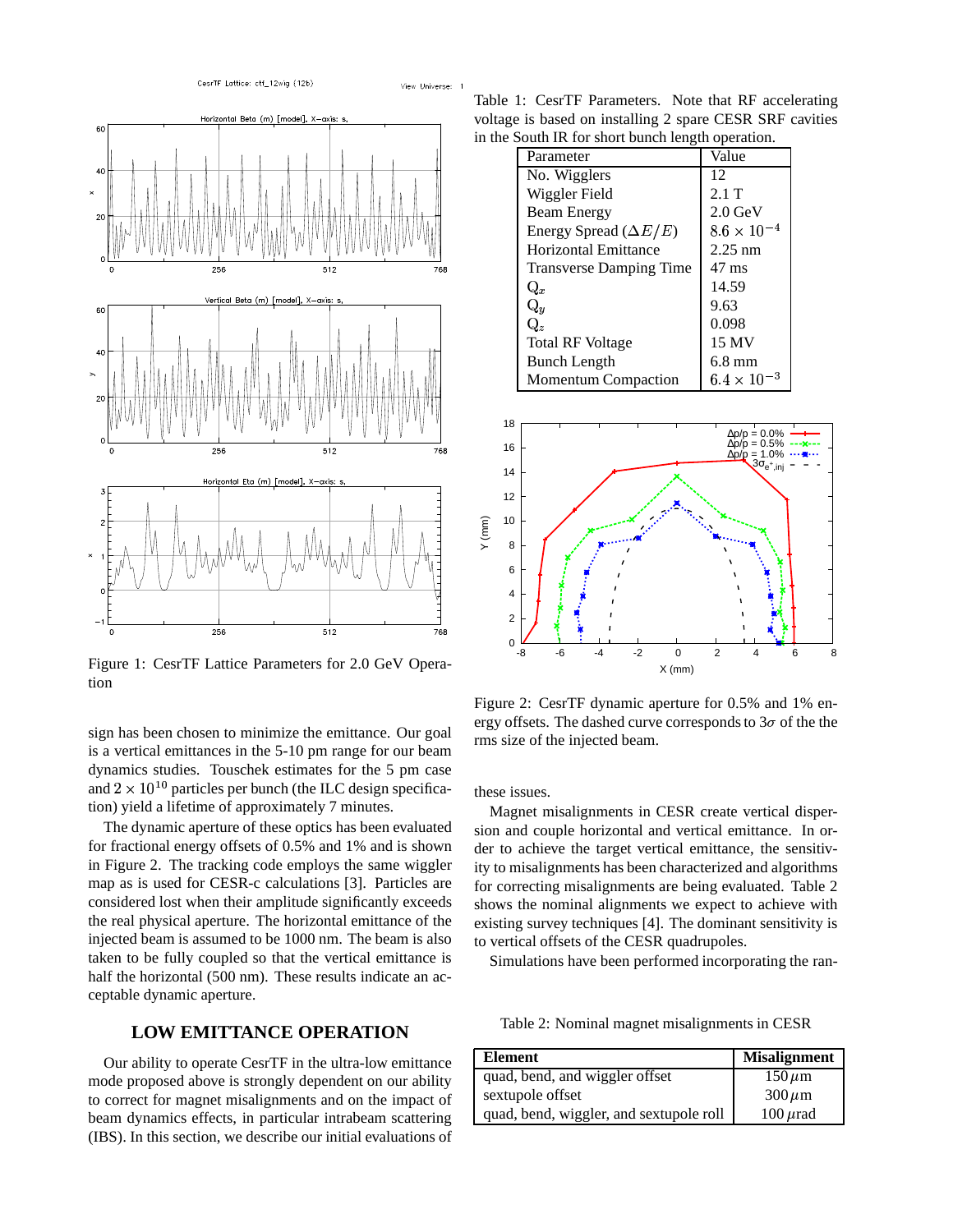Figure 1: CesrTF Lattice Parameters for 2.0 GeV Operation

sign has been chosen to minimize the emittance. Our goal is a vertical emittances in the 5-10 pm range for our beam dynamics studies. Touschek estimates for the 5 pm case and $2 \times 10^{10}$ particles per bunch (the ILC design specification) yield a lifetime of approximately 7 minutes.

The dynamic aperture of these optics has been evaluated for fractional energy offsets of 0.5% and 1% and is shown in Figure 2. The tracking code employs the same wiggler map as is used for CESR-c calculations [3]. Particles are considered lost when their amplitude significantly exceeds the real physical aperture. The horizontal emittance of the injected beam is assumed to be 1000 nm. The beam is also taken to be fully coupled so that the vertical emittance is half the horizontal (500 nm). These results indicate an acceptable dynamic aperture.

## LOW EMITTANCE OPERATION

Our ability to operate CesrTF in the ultra-low emittance mode proposed above is strongly dependent on our ability to correct for magnet misalignments and on the impact of beam dynamics effects, in particular intrabeam scattering (IBS). In this section, we describe our initial evaluations of these issues.

Table 1: CesrTF Parameters. Note that RF accelerating voltage is based on installing 2 spare CESR SRF cavities in the South IR for short bunch length operation.

| Parameter | Value |
|---|---|
| No. Wigglers | 12 |
| Wiggler Field | 2.1 T |
| Beam Energy | 2.0 GeV |
| Energy Spread ($\Delta E/E$) | $8.6 \times 10^{-4}$ |
| Horizontal Emittance | 2.25 nm |
| Transverse Damping Time | 47 ms |
| $Q_x$ | 14.59 |
| $Q_y$ | 9.63 |
| $Q_z$ | 0.098 |
| Total RF Voltage | 15 MV |
| Bunch Length | 6.8 mm |
| Momentum Compaction | $6.4 \times 10^{-3}$ |

Figure 2: CesrTF dynamic aperture for 0.5% and 1% energy offsets. The dashed curve corresponds to $3\sigma$ of the the rms size of the injected beam.

Magnet misalignments in CESR create vertical dispersion and couple horizontal and vertical emittance. In order to achieve the target vertical emittance, the sensitivity to misalignments has been characterized and algorithms for correcting misalignments are being evaluated. Table 2 shows the nominal alignments we expect to achieve with existing survey techniques [4]. The dominant sensitivity is to vertical offsets of the CESR quadrupoles.

Simulations have been performed incorporating the ran-

Table 2: Nominal magnet misalignments in CESR

| **Element** | **Misalignment** |
|---|---|
| quad, bend, and wiggler offset | 150 $\mu$m |
| sextupole offset | 300 $\mu$m |
| quad, bend, wiggler, and sextupole roll | 100 $\mu$rad |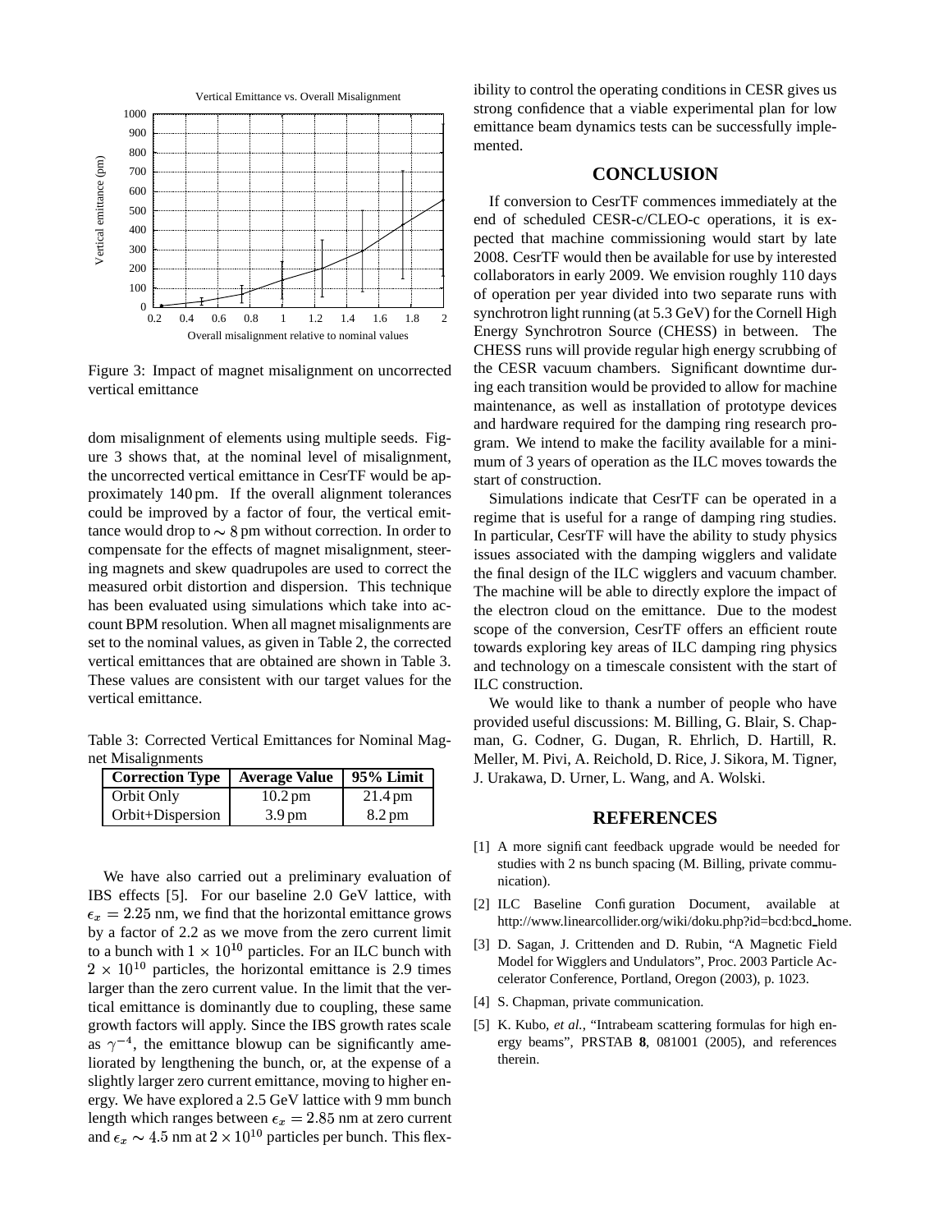Vertical Emittance vs. Overall Misalignment

Vertical emittance (pm)

1000
900
800
700
600
500
400
300
200
100
0

0.2 0.4 0.6 0.8 1 1.2 1.4 1.6 1.8 2

Overall misalignment relative to nominal values

Figure 3: Impact of magnet misalignment on uncorrected vertical emittance

dom misalignment of elements using multiple seeds. Figure 3 shows that, at the nominal level of misalignment, the uncorrected vertical emittance in CesrTF would be approximately 140 pm. If the overall alignment tolerances could be improved by a factor of four, the vertical emittance would drop to $\sim 8$ pm without correction. In order to compensate for the effects of magnet misalignment, steering magnets and skew quadrupoles are used to correct the measured orbit distortion and dispersion. This technique has been evaluated using simulations which take into account BPM resolution. When all magnet misalignments are set to the nominal values, as given in Table 2, the corrected vertical emittances that are obtained are shown in Table 3. These values are consistent with our target values for the vertical emittance.

Table 3: Corrected Vertical Emittances for Nominal Magnet Misalignments

| Correction Type | Average Value | 95% Limit |
|---|---|---|
| Orbit Only | 10.2 pm | 21.4 pm |
| Orbit+Dispersion | 3.9 pm | 8.2 pm |

We have also carried out a preliminary evaluation of IBS effects [5]. For our baseline 2.0 GeV lattice, with $\epsilon_x = 2.25$ nm, we find that the horizontal emittance grows by a factor of 2.2 as we move from the zero current limit to a bunch with $1 \times 10^{10}$ particles. For an ILC bunch with $2 \times 10^{10}$ particles, the horizontal emittance is 2.9 times larger than the zero current value. In the limit that the vertical emittance is dominantly due to coupling, these same growth factors will apply. Since the IBS growth rates scale as $\gamma^{-4}$, the emittance blowup can be significantly ameliorated by lengthening the bunch, or, at the expense of a slightly larger zero current emittance, moving to higher energy. We have explored a 2.5 GeV lattice with 9 mm bunch length which ranges between $\epsilon_x = 2.85$ nm at zero current and $\epsilon_x \sim 4.5$ nm at $2 \times 10^{10}$ particles per bunch. This flexibility to control the operating conditions in CESR gives us strong confidence that a viable experimental plan for low emittance beam dynamics tests can be successfully implemented.

## CONCLUSION

If conversion to CesrTF commences immediately at the end of scheduled CESR-c/CLEO-c operations, it is expected that machine commissioning would start by late 2008. CesrTF would then be available for use by interested collaborators in early 2009. We envision roughly 110 days of operation per year divided into two separate runs with synchrotron light running (at 5.3 GeV) for the Cornell High Energy Synchrotron Source (CHESS) in between. The CHESS runs will provide regular high energy scrubbing of the CESR vacuum chambers. Significant downtime during each transition would be provided to allow for machine maintenance, as well as installation of prototype devices and hardware required for the damping ring research program. We intend to make the facility available for a minimum of 3 years of operation as the ILC moves towards the start of construction.

Simulations indicate that CesrTF can be operated in a regime that is useful for a range of damping ring studies. In particular, CesrTF will have the ability to study physics issues associated with the damping wigglers and validate the final design of the ILC wigglers and vacuum chamber. The machine will be able to directly explore the impact of the electron cloud on the emittance. Due to the modest scope of the conversion, CesrTF offers an efficient route towards exploring key areas of ILC damping ring physics and technology on a timescale consistent with the start of ILC construction.

We would like to thank a number of people who have provided useful discussions: M. Billing, G. Blair, S. Chapman, G. Codner, G. Dugan, R. Ehrlich, D. Hartill, R. Meller, M. Pivi, A. Reichold, D. Rice, J. Sikora, M. Tigner, J. Urakawa, D. Urner, L. Wang, and A. Wolski.

## REFERENCES

[1] A more significant feedback upgrade would be needed for studies with 2 ns bunch spacing (M. Billing, private communication).

[2] ILC Baseline Configuration Document, available at http://www.linearcollider.org/wiki/doku.php?id=bcd:bcd_home.

[3] D. Sagan, J. Crittenden and D. Rubin, "A Magnetic Field Model for Wigglers and Undulators", Proc. 2003 Particle Accelerator Conference, Portland, Oregon (2003), p. 1023.

[4] S. Chapman, private communication.

[5] K. Kubo, *et al.*, "Intrabeam scattering formulas for high energy beams", PRSTAB **8**, 081001 (2005), and references therein.